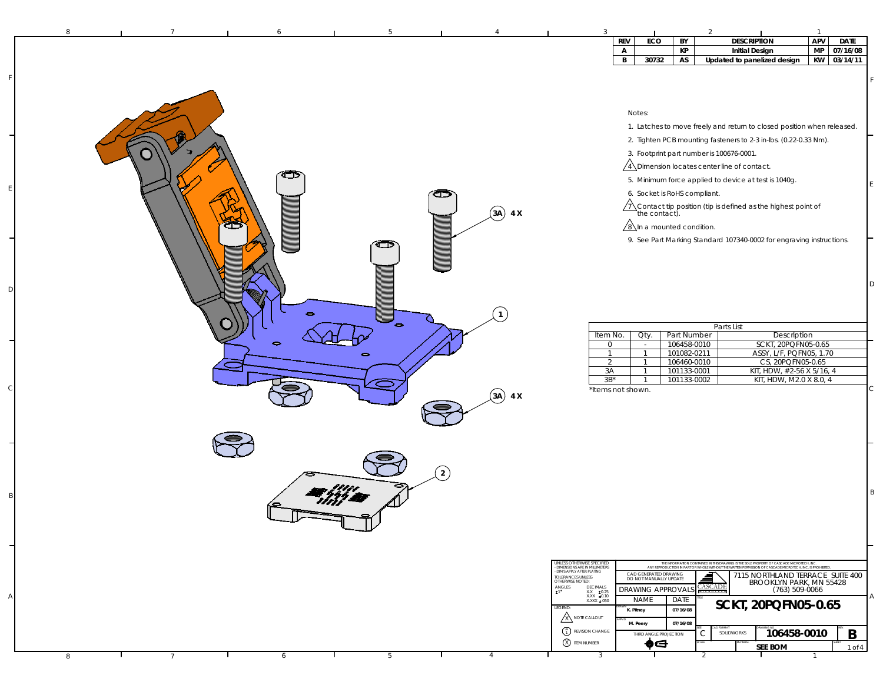| REV | ECO | BY | DESCRIPTION | APV | DATE |
|---|---|---|---|---|---|
| A | | KP | Initial Design | MP | 07/16/08 |
| B | 30732 | AS | Updated to panelized design | KW | 03/14/11 |

Notes:

1. Latches to move freely and return to closed position when released.
2. Tighten PCB mounting fasteners to 2-3 in-lbs. (0.22-0.33 Nm).
3. Footprint part number is 100676-0001.
4. Dimension locates center line of contact.
5. Minimum force applied to device at test is 1040g.
6. Socket is RoHS compliant.
7. Contact tip position (tip is defined as the highest point of the contact).
8. In a mounted condition.
9. See Part Marking Standard 107340-0002 for engraving instructions.

3A 4X

1

3A 4X

2

| Parts List | | | |
|---|---|---|---|
| Item No. | Qty. | Part Number | Description |
| 0 | - | 106458-0010 | SCKT, 20PQFN05-0.65 |
| 1 | 1 | 101082-0211 | ASSY, L/F, PQFN05, 1.70 |
| 2 | 1 | 106460-0010 | CS, 20PQFN05-0.65 |
| 3A | 1 | 101133-0001 | KIT, HDW, #2-56 X 5/16, 4 |
| 3B* | 1 | 101133-0002 | KIT, HDW, M2.0 X 8.0, 4 |

*Items not shown.

UNLESS OTHERWISE SPECIFIED
- DIMENSIONS ARE IN MILLIMETERS
- DIM'S APPLY AFTER PLATING
TOLERANCES UNLESS OTHERWISE NOTED:
ANGLES ±1°
DECIMALS X.X ±0.25, X.XX ±0.10, X.XXX ±.050

LEGEND: NOTE CALLOUT; REVISION CHANGE; ITEM NUMBER

THE INFORMATION CONTAINED IN THIS DRAWING IS THE SOLE PROPERTY OF CASCADE MICROTECH, INC. ANY REPRODUCTION IN PART OR WHOLE WITHOUT THE WRITTEN PERMISSION OF CASCADE MICROTECH, INC. IS PROHIBITED.

CAD GENERATED DRAWING DO NOT MANUALLY UPDATE

CASCADE

7115 NORTHLAND TERRACE SUITE 400
BROOKLYN PARK, MN 55428
(763) 509-0066

| DRAWING APPROVALS | |
|---|---|
| NAME | DATE |
| DRAWN K. Pitney | 07/16/08 |
| APPVD M. Peery | 07/16/08 |

THIRD ANGLE PROJECTION

TITLE: **SCKT, 20PQFN05-0.65**

SIZE: C | CAD FORMAT: SOLIDWORKS | DRAWING NO: **106458-0010** | REV: **B**

MATERIAL: SEE BOM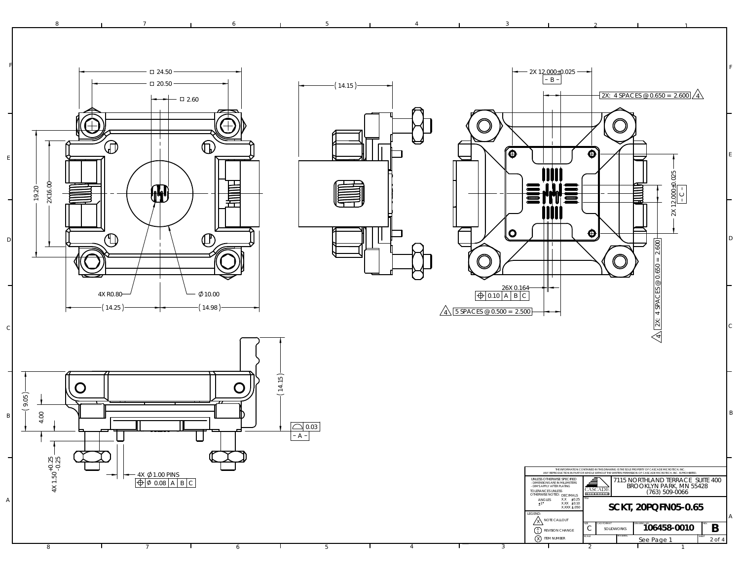□ 24.50

□ 20.50

□ 2.60

19.20

2X16.00

4X R0.80

Ø 10.00

( 14.25 )

( 14.98 )

( 14.15 )

2X 12.000±0.025

– B –

2X: 4 SPACES @ 0.650 = 2.600 4

2X 12.000±0.025

– C –

2X: 4 SPACES @ 0.650 = 2.600 4

26X 0.164

| ⌖ | 0.10 | A | B | C |
|---|---|---|---|---|

4 5 SPACES @ 0.500 = 2.500

( 9.05 )

4.00

( 14.15 )

⌓ 0.03

– A –

4X 1.50 +0.25 -0.25

4X Ø 1.00 PINS

| ⌖ | Ø 0.08 | A | B | C |
|---|---|---|---|---|

THE INFORMATION CONTAINED IN THIS DRAWING IS THE SOLE PROPERTY OF CASCADE MICROTECH, INC. ANY REPRODUCTION IN PART OR WHOLE WITHOUT THE WRITTEN PERMISSION OF CASCADE MICROTECH, INC. IS PROHIBITED.

UNLESS OTHERWISE SPECIFIED
- DIMENSIONS ARE IN MILLIMETERS
- DIM'S APPLY AFTER PLATING

TOLERANCES UNLESS OTHERWISE NOTED:

ANGLES ±1°

DECIMALS
X.X ±0.25
X.XX ±0.10
X.XXX ±.050

CASCADE MICROTECH

7115 NORTHLAND TERRACE SUITE 400
BROOKLYN PARK, MN 55428
(763) 509-0066

TITLE: SCKT, 20PQFN05-0.65

LEGEND:
X NOTE CALLOUT
A/1 REVISION CHANGE
X ITEM NUMBER

| SIZE | CAD FORMAT | DRAWING NO. | REV. |
|---|---|---|---|
| C | SOLIDWORKS | 106458-0010 | B |

SCALE: See Page 1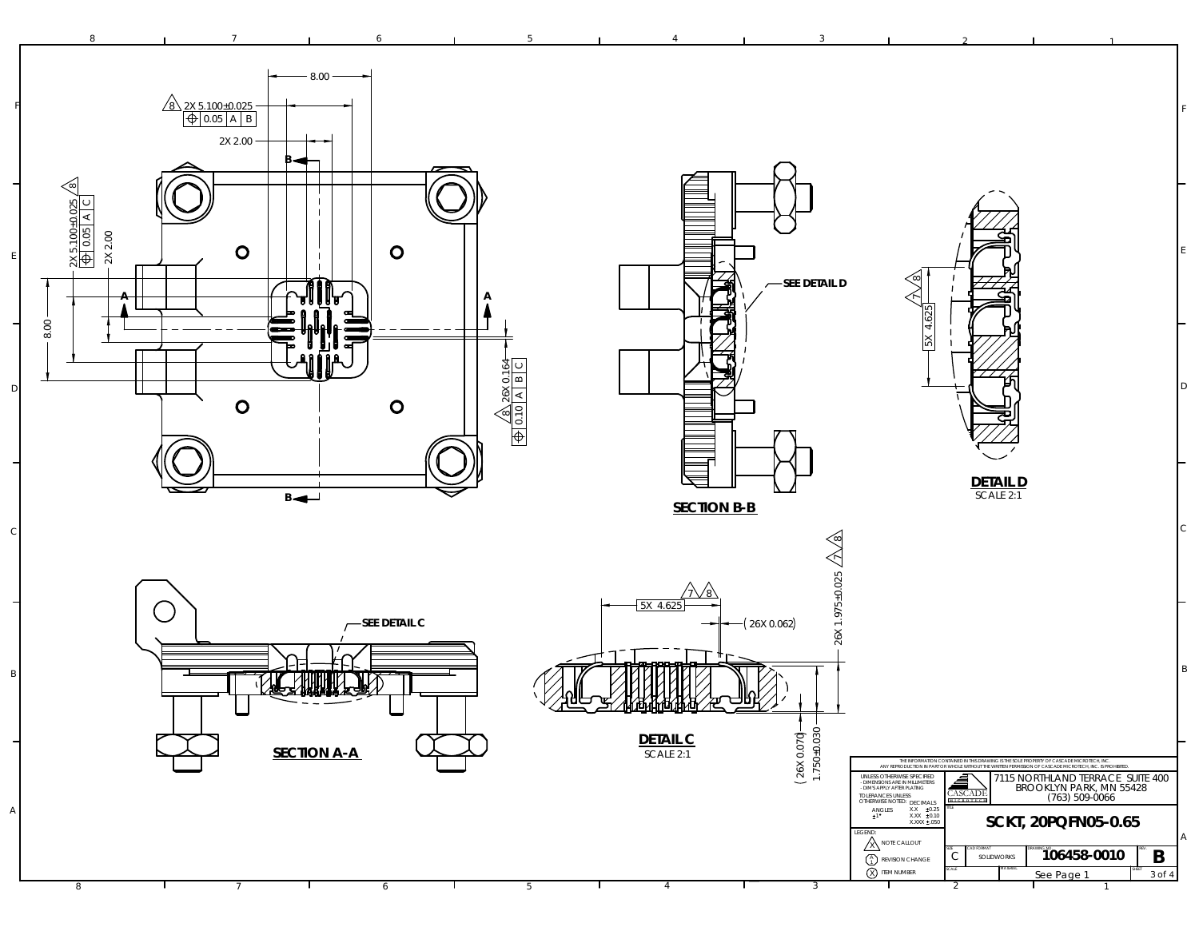## SECTION B-B

SEE DETAIL D

## DETAIL D

SCALE 2:1

5X 4.625

## SECTION A-A

SEE DETAIL C

## DETAIL C

SCALE 2:1

5X 4.625

(26X 0.062)

26X 1.975±0.025

(26X 0.070)

1.750±0.030

2X 5.100±0.025 | ⌖ | 0.05 | A | B |

2X 2.00

8.00

2X 5.100±0.025 | ⌖ | 0.05 | A | C |

2X 2.00

8.00

26X 0.164 | ⌖ | 0.10 | A | B | C |

THE INFORMATION CONTAINED IN THIS DRAWING IS THE SOLE PROPERTY OF CASCADE MICROTECH, INC. ANY REPRODUCTION IN PART OR WHOLE WITHOUT THE WRITTEN PERMISSION OF CASCADE MICROTECH, INC. IS PROHIBITED.

UNLESS OTHERWISE SPECIFIED
- DIMENSIONS ARE IN MILLIMETERS
- DIM'S APPLY AFTER PLATING

TOLERANCES UNLESS OTHERWISE NOTED:

| ANGLES | DECIMALS |
|---|---|
| ±1° | X.X ±0.25 |
| | X.XX ±0.10 |
| | X.XXX ±.050 |

LEGEND:
- NOTE CALLOUT
- REVISION CHANGE
- ITEM NUMBER

CASCADE MICROTECH

7115 NORTHLAND TERRACE SUITE 400
BROOKLYN PARK, MN 55428
(763) 509-0066

TITLE: SCKT, 20PQFN05-0.65

| SIZE | CAD FORMAT | DRAWING NO. | REV. |
|---|---|---|---|
| C | SOLIDWORKS | 106458-0010 | B |

SCALE | MATERIAL: See Page 1 | SHEET 3 of 4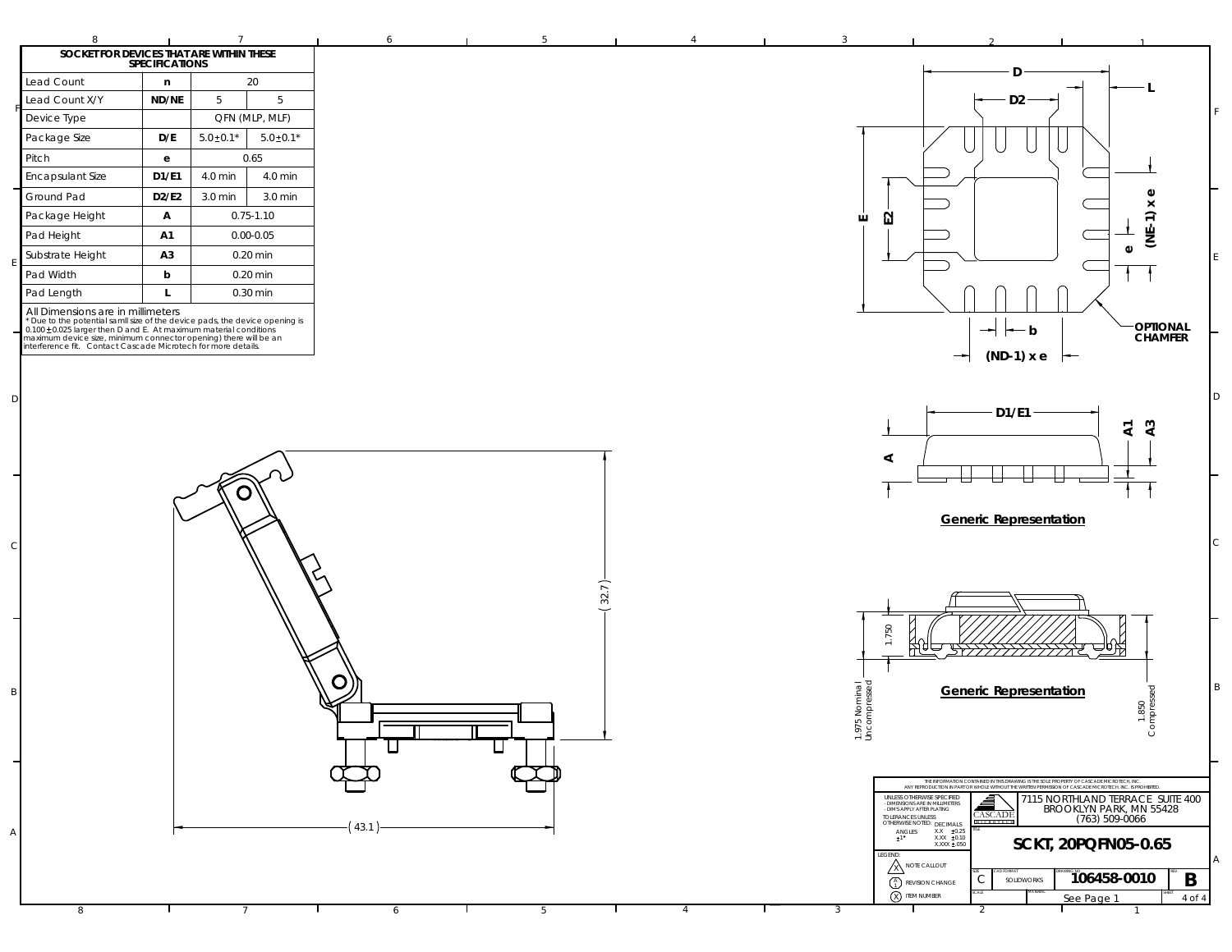| SOCKET FOR DEVICES THAT ARE WITHIN THESE SPECIFICATIONS | | | |
|---|---|---|---|
| Lead Count | n | 20 | |
| Lead Count X/Y | ND/NE | 5 | 5 |
| Device Type | | QFN (MLP, MLF) | |
| Package Size | D/E | 5.0±0.1* | 5.0±0.1* |
| Pitch | e | 0.65 | |
| Encapsulant Size | D1/E1 | 4.0 min | 4.0 min |
| Ground Pad | D2/E2 | 3.0 min | 3.0 min |
| Package Height | A | 0.75-1.10 | |
| Pad Height | A1 | 0.00-0.05 | |
| Substrate Height | A3 | 0.20 min | |
| Pad Width | b | 0.20 min | |
| Pad Length | L | 0.30 min | |

All Dimensions are in millimeters
* Due to the potential samll size of the device pads, the device opening is 0.100±0.025 larger then D and E. At maximum material conditions maximum device size, minimum connector opening) there will be an interference fit. Contact Cascade Microtech for more details.

D
D2
L
E
E2
(NE-1) x e
e
b
(ND-1) x e
OPTIONAL CHAMFER

D1/E1
A
A1
A3

Generic Representation

1.750
1.975 Nominal Uncompressed
1.850 Compressed

Generic Representation

(32.7)
(43.1)

THE INFORMATION CONTAINED IN THIS DRAWING IS THE SOLE PROPERTY OF CASCADE MICROTECH, INC. ANY REPRODUCTION IN PART OR WHOLE WITHOUT THE WRITTEN PERMISSION OF CASCADE MICROTECH, INC. IS PROHIBITED.

UNLESS OTHERWISE SPECIFIED
- DIMENSIONS ARE IN MILLIMETERS
- DIM'S APPLY AFTER PLATING

TOLERANCES UNLESS OTHERWISE NOTED: DECIMALS
ANGLES ±1° X.X ±0.25 X.XX ±0.10 X.XXX ±.050

LEGEND:
NOTE CALLOUT
REVISION CHANGE
ITEM NUMBER

CASCADE MICROTECH

7115 NORTHLAND TERRACE SUITE 400
BROOKLYN PARK, MN 55428
(763) 509-0066

TITLE: SCKT, 20PQFN05-0.65

SIZE: C | CAD FORMAT: SOLIDWORKS | DRAWING NO.: 106458-0010 | REV: B

SCALE: See Page 1 | SHEET: 4 of 4